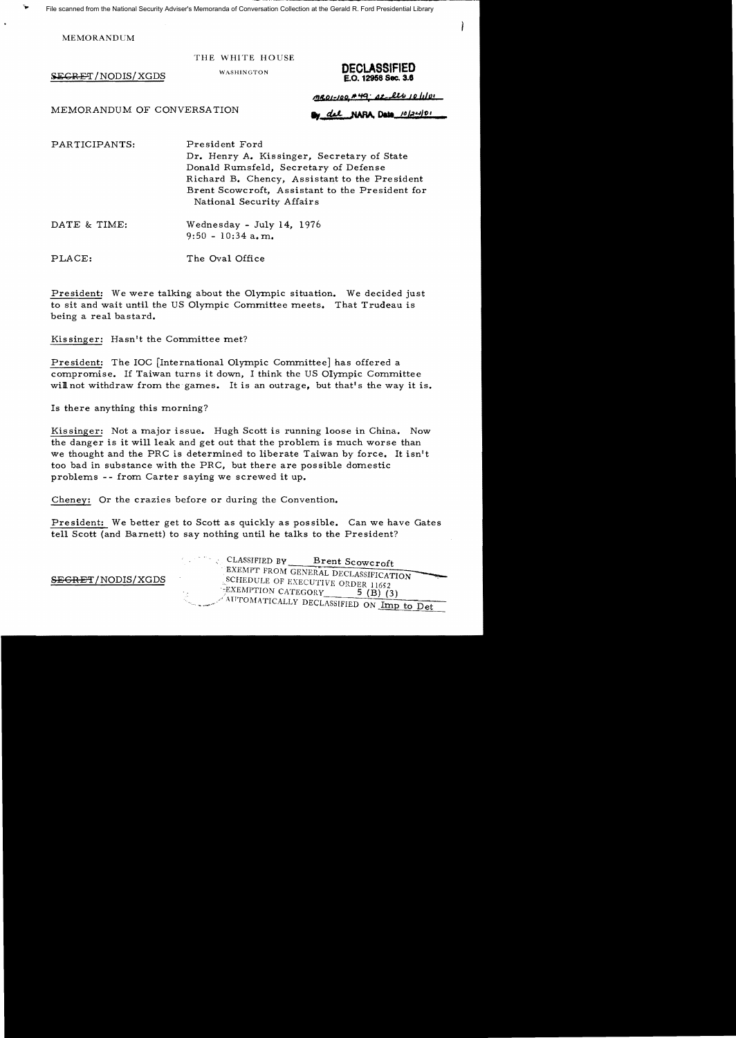File scanned from the National Security Adviser's Memoranda of Conversation Collection at the Gerald R. Ford Presidential Library

MEMORANDUM

THE WHITE HOUSE

WASHINGTON

~~SECRET~~/NODIS/XGDS

**DECLASSIFIED**
**E.O. 12958 Sec. 3.6**

MR01-100, #49; st. ltr 10/1/01

By dal NARA, Date 10/24/01

MEMORANDUM OF CONVERSATION

PARTICIPANTS: President Ford
Dr. Henry A. Kissinger, Secretary of State
Donald Rumsfeld, Secretary of Defense
Richard B. Chency, Assistant to the President
Brent Scowcroft, Assistant to the President for National Security Affairs

DATE & TIME: Wednesday - July 14, 1976
9:50 - 10:34 a.m.

PLACE: The Oval Office

President: We were talking about the Olympic situation. We decided just to sit and wait until the US Olympic Committee meets. That Trudeau is being a real bastard.

Kissinger: Hasn't the Committee met?

President: The IOC [International Olympic Committee] has offered a compromise. If Taiwan turns it down, I think the US Olympic Committee will not withdraw from the games. It is an outrage, but that's the way it is.

Is there anything this morning?

Kissinger: Not a major issue. Hugh Scott is running loose in China. Now the danger is it will leak and get out that the problem is much worse than we thought and the PRC is determined to liberate Taiwan by force. It isn't too bad in substance with the PRC, but there are possible domestic problems -- from Carter saying we screwed it up.

Cheney: Or the crazies before or during the Convention.

President: We better get to Scott as quickly as possible. Can we have Gates tell Scott (and Barnett) to say nothing until he talks to the President?

~~SECRET~~/NODIS/XGDS

CLASSIFIED BY Brent Scowcroft
EXEMPT FROM GENERAL DECLASSIFICATION
SCHEDULE OF EXECUTIVE ORDER 11652
EXEMPTION CATEGORY 5 (B) (3)
AUTOMATICALLY DECLASSIFIED ON Imp to Det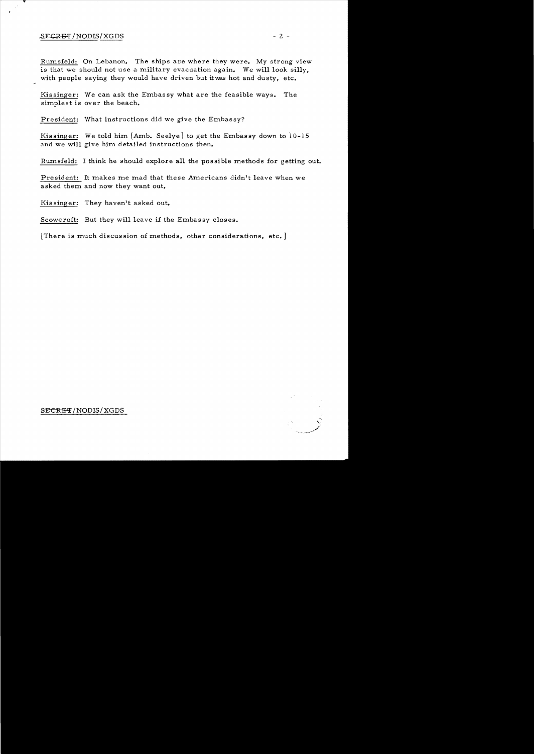Rumsfeld: On Lebanon. The ships are where they were. My strong view is that we should not use a military evacuation again. We will look silly, with people saying they would have driven but it was hot and dusty, etc.

Kissinger: We can ask the Embassy what are the feasible ways. The simplest is over the beach.

President: What instructions did we give the Embassy?

Kissinger: We told him [Amb. Seelye] to get the Embassy down to 10-15 and we will give him detailed instructions then.

Rumsfeld: I think he should explore all the possible methods for getting out.

President: It makes me mad that these Americans didn't leave when we asked them and now they want out.

Kissinger: They haven't asked out.

Scowcroft: But they will leave if the Embassy closes.

[There is much discussion of methods, other considerations, etc.]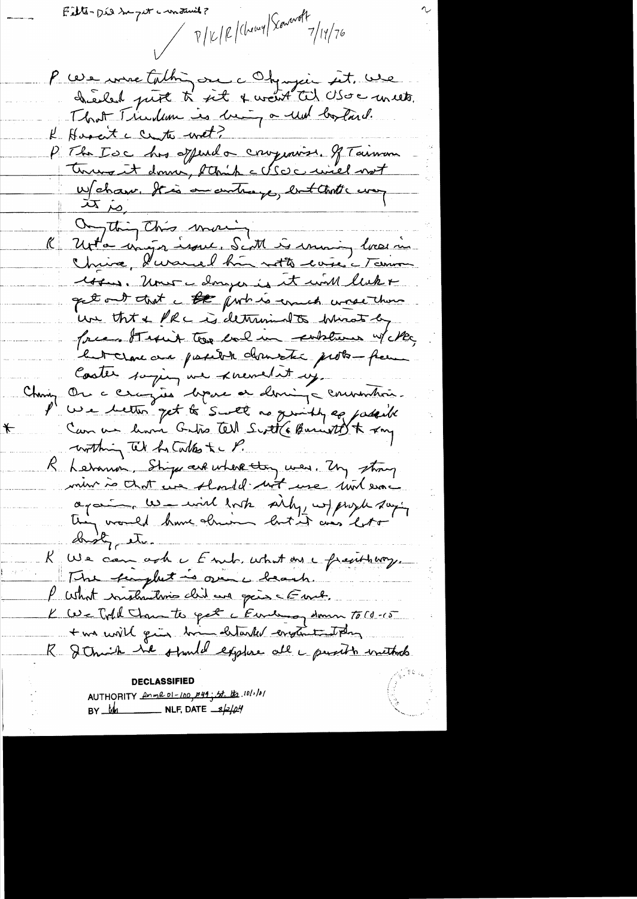Filts - Did he get a contract?

P/K/R/Cheney/Scowcroft 7/14/76

P We were talking on the Olympic fit. We decided just to sit & wait til USOC meets. That Trudeau is being a real bastard.

K Haven't the Cuts met?

P The IOC has offered a compromise. If Taiwan turns it down, I think the USOC will not w/draw. It is an outrage, but that's the way it is.

Anything this morning

K Not a major issue. Scott is running loose in China. I warned him not to raise the Taiwan issue. Now the danger is it will leak & get out that the prob is much worse than we think & PRC is determined to liberate by force. It isn't too bad in substance w/PRC, but there are possible domestic probs — from Carter saying we screwed it up.

Cheney On the Crazies before a during the convention.

P We better get to Scott as quickly as possible. Can we have Gates tell Scott (& Barnett) to say nothing til he talks to P.

R Lebanon. Ships are where they were. My strong view is that we should not use them once again. We will look silly, w/people saying they would have driven but it was too dusty, etc.

K We can ask the Emb. what are the priorities. The firefight is over the beach.

P What instructions did we give the Emb.

K We told them to get the Embassy down to 10-15 & we will give him detailed instructions today.

R I think we should explore all the possible methods

**DECLASSIFIED**
AUTHORITY ... 
BY ... NLF, DATE ...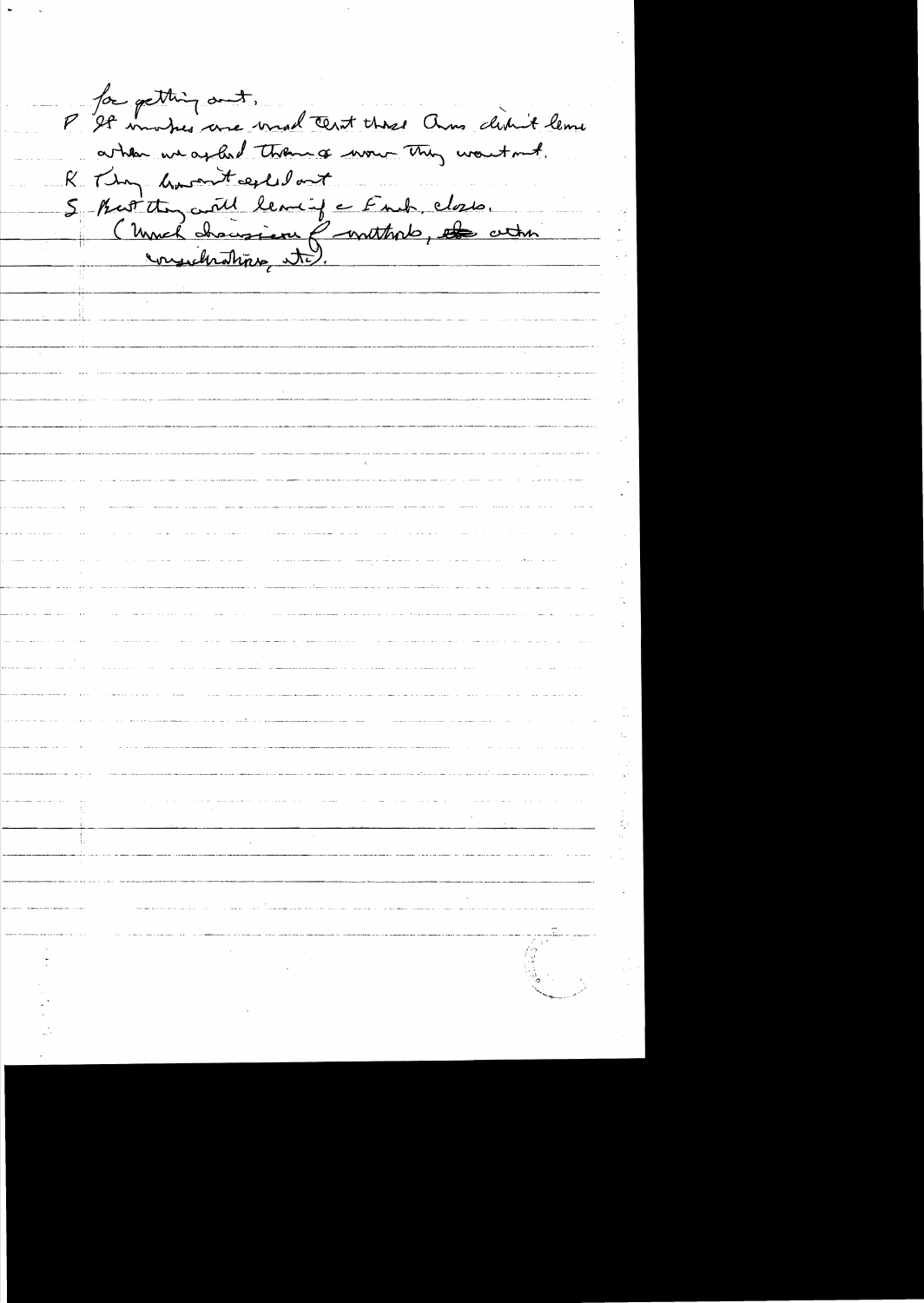for getting out.

P If invites are made that those Arms didn't leave when we asked them & now they want out.

K They haven't asked out

S But they will leave if a Fund. close.

(Much discussion of methods, ~~the~~ other considerations, etc).